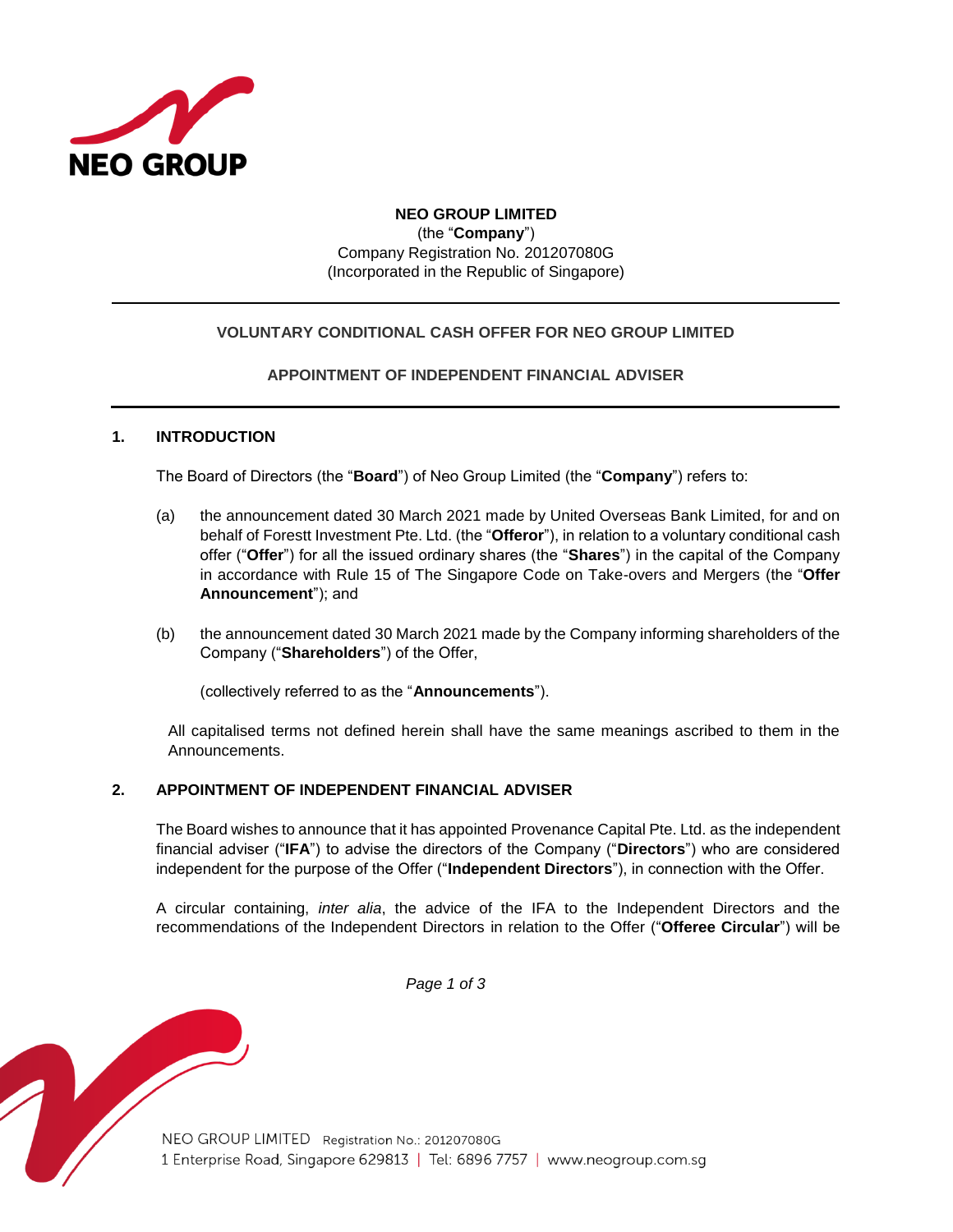**NEO GROUP LIMITED**
(the "**Company**")
Company Registration No. 201207080G
(Incorporated in the Republic of Singapore)

---

**VOLUNTARY CONDITIONAL CASH OFFER FOR NEO GROUP LIMITED**

**APPOINTMENT OF INDEPENDENT FINANCIAL ADVISER**

---

## 1. INTRODUCTION

The Board of Directors (the "**Board**") of Neo Group Limited (the "**Company**") refers to:

(a) the announcement dated 30 March 2021 made by United Overseas Bank Limited, for and on behalf of Forestt Investment Pte. Ltd. (the "**Offeror**"), in relation to a voluntary conditional cash offer ("**Offer**") for all the issued ordinary shares (the "**Shares**") in the capital of the Company in accordance with Rule 15 of The Singapore Code on Take-overs and Mergers (the "**Offer Announcement**"); and

(b) the announcement dated 30 March 2021 made by the Company informing shareholders of the Company ("**Shareholders**") of the Offer,

(collectively referred to as the "**Announcements**").

All capitalised terms not defined herein shall have the same meanings ascribed to them in the Announcements.

## 2. APPOINTMENT OF INDEPENDENT FINANCIAL ADVISER

The Board wishes to announce that it has appointed Provenance Capital Pte. Ltd. as the independent financial adviser ("**IFA**") to advise the directors of the Company ("**Directors**") who are considered independent for the purpose of the Offer ("**Independent Directors**"), in connection with the Offer.

A circular containing, *inter alia*, the advice of the IFA to the Independent Directors and the recommendations of the Independent Directors in relation to the Offer ("**Offeree Circular**") will be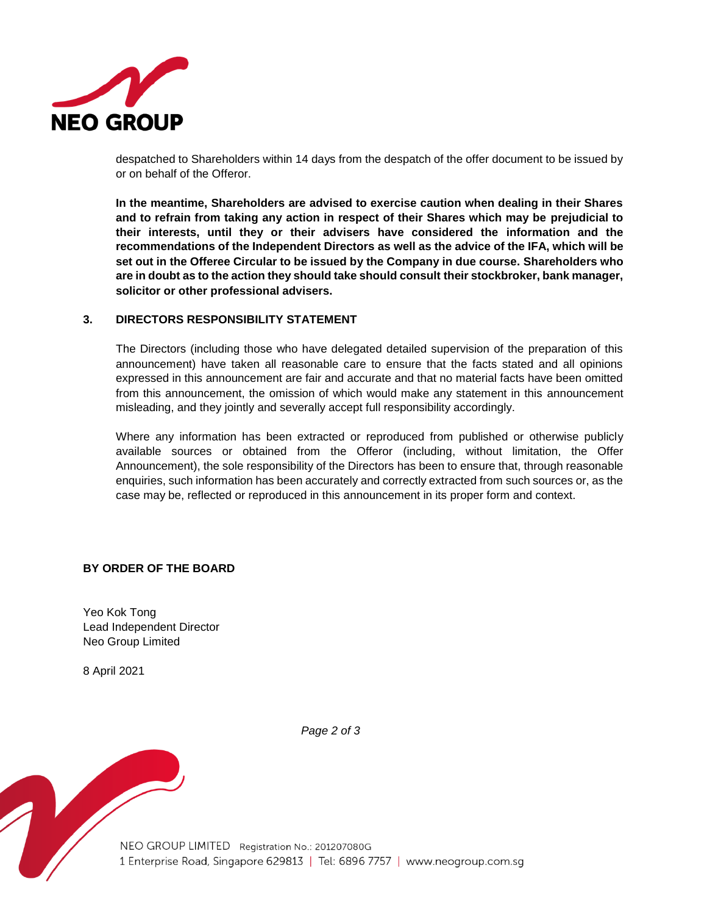despatched to Shareholders within 14 days from the despatch of the offer document to be issued by or on behalf of the Offeror.

**In the meantime, Shareholders are advised to exercise caution when dealing in their Shares and to refrain from taking any action in respect of their Shares which may be prejudicial to their interests, until they or their advisers have considered the information and the recommendations of the Independent Directors as well as the advice of the IFA, which will be set out in the Offeree Circular to be issued by the Company in due course. Shareholders who are in doubt as to the action they should take should consult their stockbroker, bank manager, solicitor or other professional advisers.**

## 3. DIRECTORS RESPONSIBILITY STATEMENT

The Directors (including those who have delegated detailed supervision of the preparation of this announcement) have taken all reasonable care to ensure that the facts stated and all opinions expressed in this announcement are fair and accurate and that no material facts have been omitted from this announcement, the omission of which would make any statement in this announcement misleading, and they jointly and severally accept full responsibility accordingly.

Where any information has been extracted or reproduced from published or otherwise publicly available sources or obtained from the Offeror (including, without limitation, the Offer Announcement), the sole responsibility of the Directors has been to ensure that, through reasonable enquiries, such information has been accurately and correctly extracted from such sources or, as the case may be, reflected or reproduced in this announcement in its proper form and context.

**BY ORDER OF THE BOARD**

Yeo Kok Tong
Lead Independent Director
Neo Group Limited

8 April 2021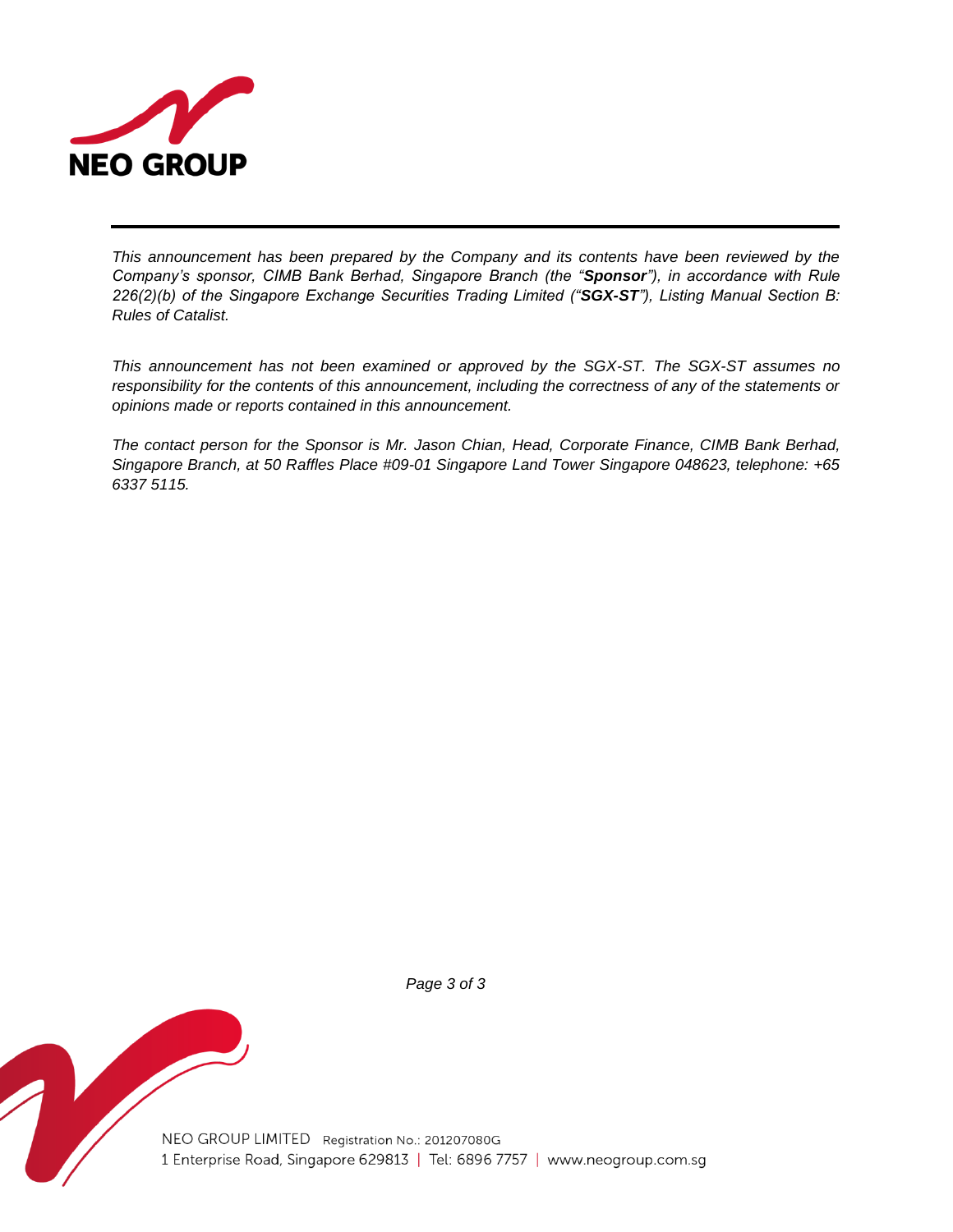*This announcement has been prepared by the Company and its contents have been reviewed by the Company's sponsor, CIMB Bank Berhad, Singapore Branch (the "**Sponsor**"), in accordance with Rule 226(2)(b) of the Singapore Exchange Securities Trading Limited ("**SGX-ST**"), Listing Manual Section B: Rules of Catalist.*

*This announcement has not been examined or approved by the SGX-ST. The SGX-ST assumes no responsibility for the contents of this announcement, including the correctness of any of the statements or opinions made or reports contained in this announcement.*

*The contact person for the Sponsor is Mr. Jason Chian, Head, Corporate Finance, CIMB Bank Berhad, Singapore Branch, at 50 Raffles Place #09-01 Singapore Land Tower Singapore 048623, telephone: +65 6337 5115.*